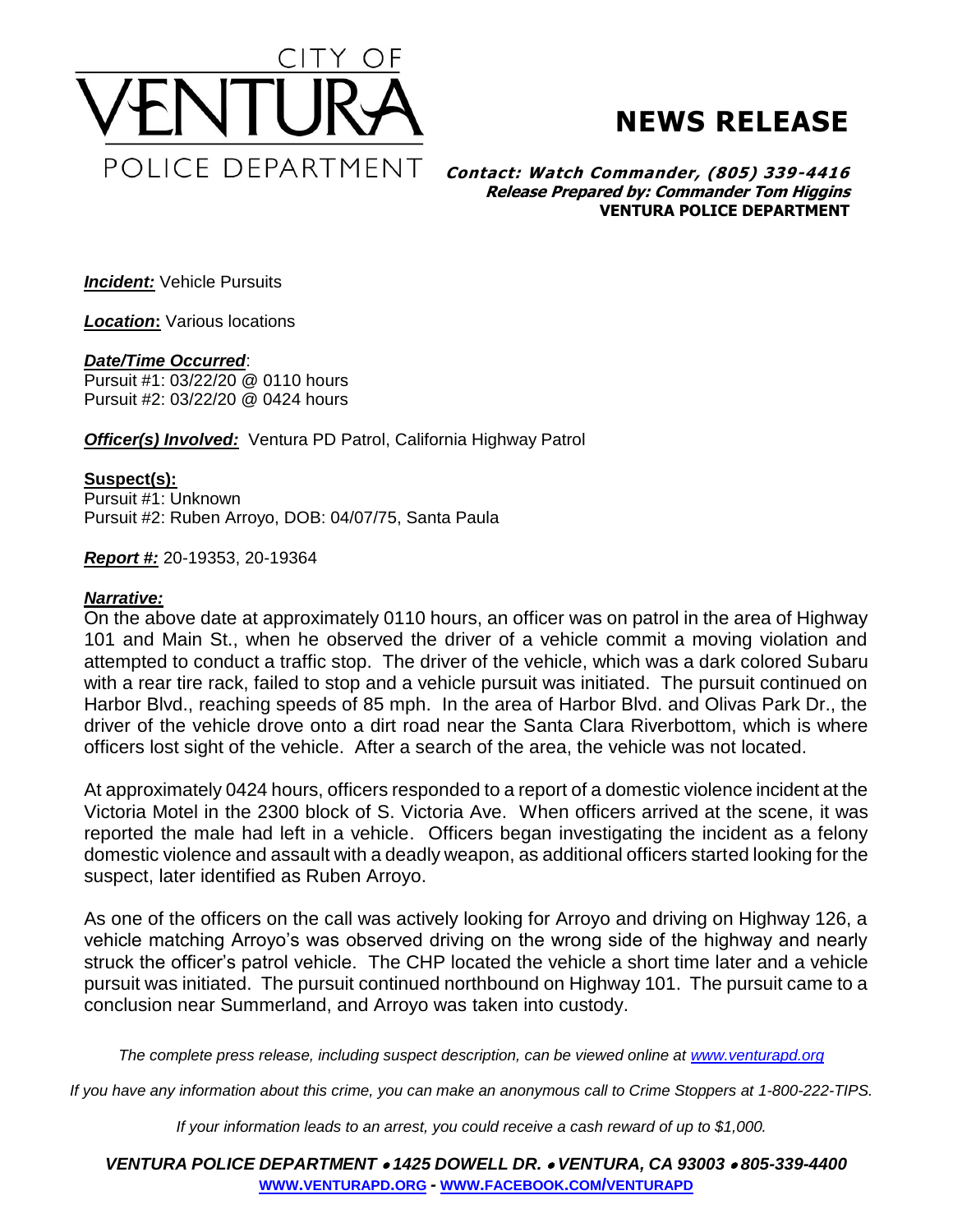CITY OF

# VENTURA

POLICE DEPARTMENT

# NEWS RELEASE

***Contact: Watch Commander, (805) 339-4416***
***Release Prepared by: Commander Tom Higgins***
**VENTURA POLICE DEPARTMENT**

***Incident:*** Vehicle Pursuits

***Location*:** Various locations

***Date/Time Occurred*:**
Pursuit #1: 03/22/20 @ 0110 hours
Pursuit #2: 03/22/20 @ 0424 hours

***Officer(s) Involved:*** Ventura PD Patrol, California Highway Patrol

**Suspect(s):**
Pursuit #1: Unknown
Pursuit #2: Ruben Arroyo, DOB: 04/07/75, Santa Paula

***Report #:*** 20-19353, 20-19364

***Narrative:***

On the above date at approximately 0110 hours, an officer was on patrol in the area of Highway 101 and Main St., when he observed the driver of a vehicle commit a moving violation and attempted to conduct a traffic stop. The driver of the vehicle, which was a dark colored Subaru with a rear tire rack, failed to stop and a vehicle pursuit was initiated. The pursuit continued on Harbor Blvd., reaching speeds of 85 mph. In the area of Harbor Blvd. and Olivas Park Dr., the driver of the vehicle drove onto a dirt road near the Santa Clara Riverbottom, which is where officers lost sight of the vehicle. After a search of the area, the vehicle was not located.

At approximately 0424 hours, officers responded to a report of a domestic violence incident at the Victoria Motel in the 2300 block of S. Victoria Ave. When officers arrived at the scene, it was reported the male had left in a vehicle. Officers began investigating the incident as a felony domestic violence and assault with a deadly weapon, as additional officers started looking for the suspect, later identified as Ruben Arroyo.

As one of the officers on the call was actively looking for Arroyo and driving on Highway 126, a vehicle matching Arroyo's was observed driving on the wrong side of the highway and nearly struck the officer's patrol vehicle. The CHP located the vehicle a short time later and a vehicle pursuit was initiated. The pursuit continued northbound on Highway 101. The pursuit came to a conclusion near Summerland, and Arroyo was taken into custody.

*The complete press release, including suspect description, can be viewed online at [www.venturapd.org](http://www.venturapd.org)*

*If you have any information about this crime, you can make an anonymous call to Crime Stoppers at 1-800-222-TIPS.*

*If your information leads to an arrest, you could receive a cash reward of up to $1,000.*

***VENTURA POLICE DEPARTMENT • 1425 DOWELL DR. • VENTURA, CA 93003 • 805-339-4400***
**[WWW.VENTURAPD.ORG](http://www.venturapd.org) - [WWW.FACEBOOK.COM/VENTURAPD](http://www.facebook.com/venturapd)**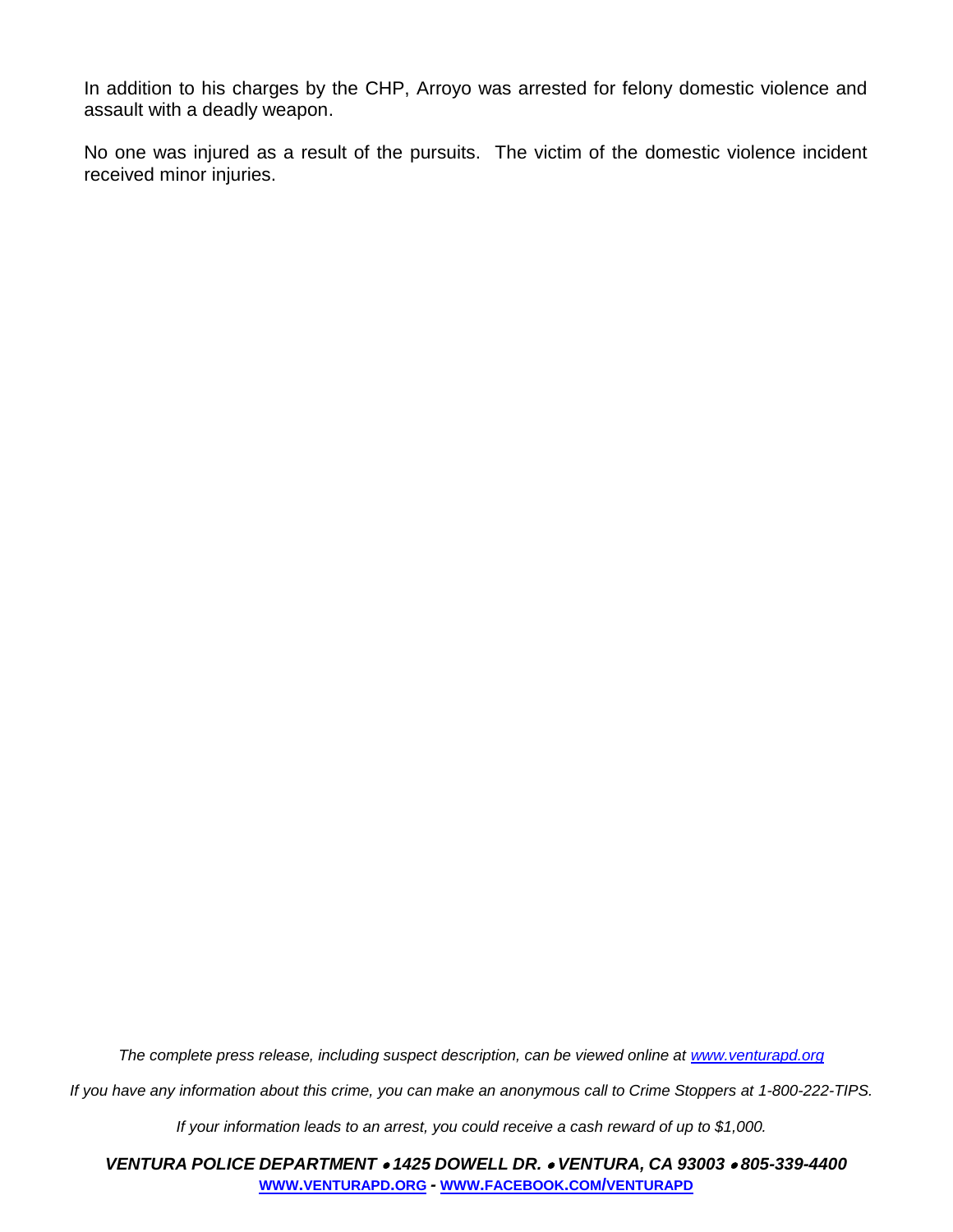In addition to his charges by the CHP, Arroyo was arrested for felony domestic violence and assault with a deadly weapon.

No one was injured as a result of the pursuits. The victim of the domestic violence incident received minor injuries.

*The complete press release, including suspect description, can be viewed online at [www.venturapd.org](http://www.venturapd.org)*

*If you have any information about this crime, you can make an anonymous call to Crime Stoppers at 1-800-222-TIPS.*

*If your information leads to an arrest, you could receive a cash reward of up to $1,000.*

***VENTURA POLICE DEPARTMENT • 1425 DOWELL DR. • VENTURA, CA 93003 • 805-339-4400***

**[WWW.VENTURAPD.ORG](http://www.venturapd.org) - [WWW.FACEBOOK.COM/VENTURAPD](http://www.facebook.com/venturapd)**